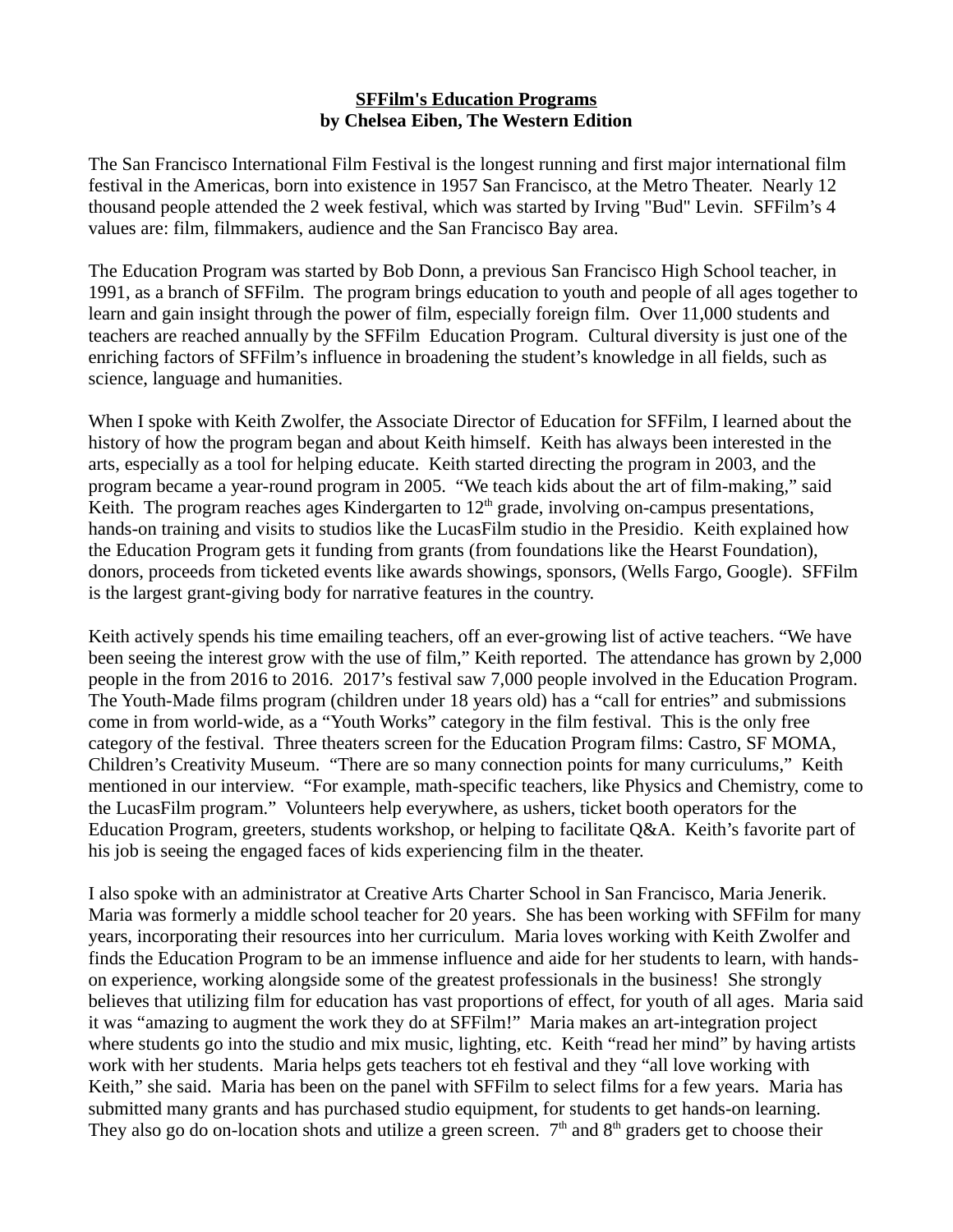**SFFilm's Education Programs**
**by Chelsea Eiben, The Western Edition**

The San Francisco International Film Festival is the longest running and first major international film festival in the Americas, born into existence in 1957 San Francisco, at the Metro Theater. Nearly 12 thousand people attended the 2 week festival, which was started by Irving "Bud" Levin. SFFilm's 4 values are: film, filmmakers, audience and the San Francisco Bay area.

The Education Program was started by Bob Donn, a previous San Francisco High School teacher, in 1991, as a branch of SFFilm. The program brings education to youth and people of all ages together to learn and gain insight through the power of film, especially foreign film. Over 11,000 students and teachers are reached annually by the SFFilm Education Program. Cultural diversity is just one of the enriching factors of SFFilm's influence in broadening the student's knowledge in all fields, such as science, language and humanities.

When I spoke with Keith Zwolfer, the Associate Director of Education for SFFilm, I learned about the history of how the program began and about Keith himself. Keith has always been interested in the arts, especially as a tool for helping educate. Keith started directing the program in 2003, and the program became a year-round program in 2005. "We teach kids about the art of film-making," said Keith. The program reaches ages Kindergarten to 12th grade, involving on-campus presentations, hands-on training and visits to studios like the LucasFilm studio in the Presidio. Keith explained how the Education Program gets it funding from grants (from foundations like the Hearst Foundation), donors, proceeds from ticketed events like awards showings, sponsors, (Wells Fargo, Google). SFFilm is the largest grant-giving body for narrative features in the country.

Keith actively spends his time emailing teachers, off an ever-growing list of active teachers. "We have been seeing the interest grow with the use of film," Keith reported. The attendance has grown by 2,000 people in the from 2016 to 2016. 2017's festival saw 7,000 people involved in the Education Program. The Youth-Made films program (children under 18 years old) has a "call for entries" and submissions come in from world-wide, as a "Youth Works" category in the film festival. This is the only free category of the festival. Three theaters screen for the Education Program films: Castro, SF MOMA, Children's Creativity Museum. "There are so many connection points for many curriculums," Keith mentioned in our interview. "For example, math-specific teachers, like Physics and Chemistry, come to the LucasFilm program." Volunteers help everywhere, as ushers, ticket booth operators for the Education Program, greeters, students workshop, or helping to facilitate Q&A. Keith's favorite part of his job is seeing the engaged faces of kids experiencing film in the theater.

I also spoke with an administrator at Creative Arts Charter School in San Francisco, Maria Jenerik. Maria was formerly a middle school teacher for 20 years. She has been working with SFFilm for many years, incorporating their resources into her curriculum. Maria loves working with Keith Zwolfer and finds the Education Program to be an immense influence and aide for her students to learn, with hands-on experience, working alongside some of the greatest professionals in the business! She strongly believes that utilizing film for education has vast proportions of effect, for youth of all ages. Maria said it was "amazing to augment the work they do at SFFilm!" Maria makes an art-integration project where students go into the studio and mix music, lighting, etc. Keith "read her mind" by having artists work with her students. Maria helps gets teachers tot eh festival and they "all love working with Keith," she said. Maria has been on the panel with SFFilm to select films for a few years. Maria has submitted many grants and has purchased studio equipment, for students to get hands-on learning. They also go do on-location shots and utilize a green screen. 7th and 8th graders get to choose their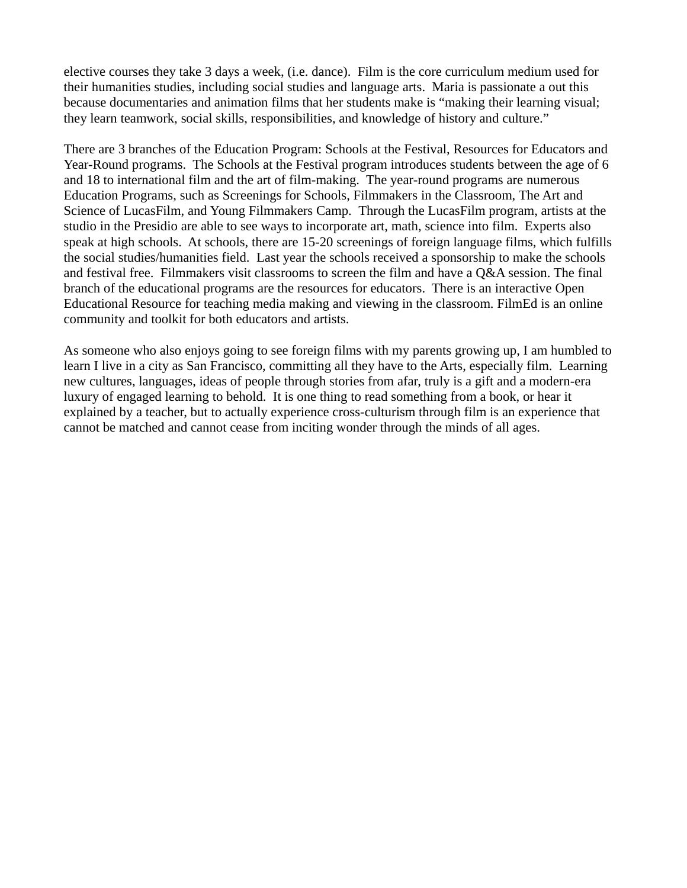elective courses they take 3 days a week, (i.e. dance). Film is the core curriculum medium used for their humanities studies, including social studies and language arts. Maria is passionate a out this because documentaries and animation films that her students make is "making their learning visual; they learn teamwork, social skills, responsibilities, and knowledge of history and culture."

There are 3 branches of the Education Program: Schools at the Festival, Resources for Educators and Year-Round programs. The Schools at the Festival program introduces students between the age of 6 and 18 to international film and the art of film-making. The year-round programs are numerous Education Programs, such as Screenings for Schools, Filmmakers in the Classroom, The Art and Science of LucasFilm, and Young Filmmakers Camp. Through the LucasFilm program, artists at the studio in the Presidio are able to see ways to incorporate art, math, science into film. Experts also speak at high schools. At schools, there are 15-20 screenings of foreign language films, which fulfills the social studies/humanities field. Last year the schools received a sponsorship to make the schools and festival free. Filmmakers visit classrooms to screen the film and have a Q&A session. The final branch of the educational programs are the resources for educators. There is an interactive Open Educational Resource for teaching media making and viewing in the classroom. FilmEd is an online community and toolkit for both educators and artists.

As someone who also enjoys going to see foreign films with my parents growing up, I am humbled to learn I live in a city as San Francisco, committing all they have to the Arts, especially film. Learning new cultures, languages, ideas of people through stories from afar, truly is a gift and a modern-era luxury of engaged learning to behold. It is one thing to read something from a book, or hear it explained by a teacher, but to actually experience cross-culturism through film is an experience that cannot be matched and cannot cease from inciting wonder through the minds of all ages.